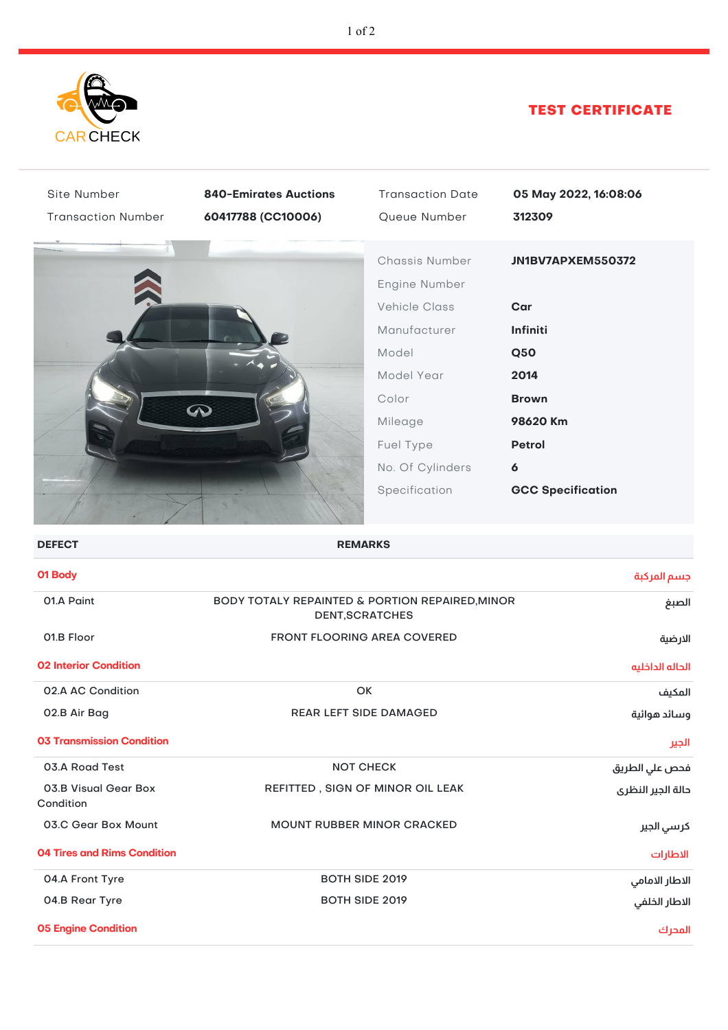CAR CHECK

# TEST CERTIFICATE

| | | | |
|---|---|---|---|
| Site Number | **840-Emirates Auctions** | Transaction Date | **05 May 2022, 16:08:06** |
| Transaction Number | **60417788 (CC10006)** | Queue Number | **312309** |

| | |
|---|---|
| Chassis Number | **JN1BV7APXEM550372** |
| Engine Number | |
| Vehicle Class | **Car** |
| Manufacturer | **Infiniti** |
| Model | **Q50** |
| Model Year | **2014** |
| Color | **Brown** |
| Mileage | **98620 Km** |
| Fuel Type | **Petrol** |
| No. Of Cylinders | **6** |
| Specification | **GCC Specification** |

| DEFECT | REMARKS | |
|---|---|---|
| **01 Body** | | جسم المركبة |
| 01.A Paint | BODY TOTALY REPAINTED & PORTION REPAIRED,MINOR DENT,SCRATCHES | الصبغ |
| 01.B Floor | FRONT FLOORING AREA COVERED | الارضية |
| **02 Interior Condition** | | الحاله الداخليه |
| 02.A AC Condition | OK | المكيف |
| 02.B Air Bag | REAR LEFT SIDE DAMAGED | وسائد هوائية |
| **03 Transmission Condition** | | الجير |
| 03.A Road Test | NOT CHECK | فحص علي الطريق |
| 03.B Visual Gear Box Condition | REFITTED , SIGN OF MINOR OIL LEAK | حالة الجير النظرى |
| 03.C Gear Box Mount | MOUNT RUBBER MINOR CRACKED | كرسي الجير |
| **04 Tires and Rims Condition** | | الاطارات |
| 04.A Front Tyre | BOTH SIDE 2019 | الاطار الامامي |
| 04.B Rear Tyre | BOTH SIDE 2019 | الاطار الخلفي |
| **05 Engine Condition** | | المحرك |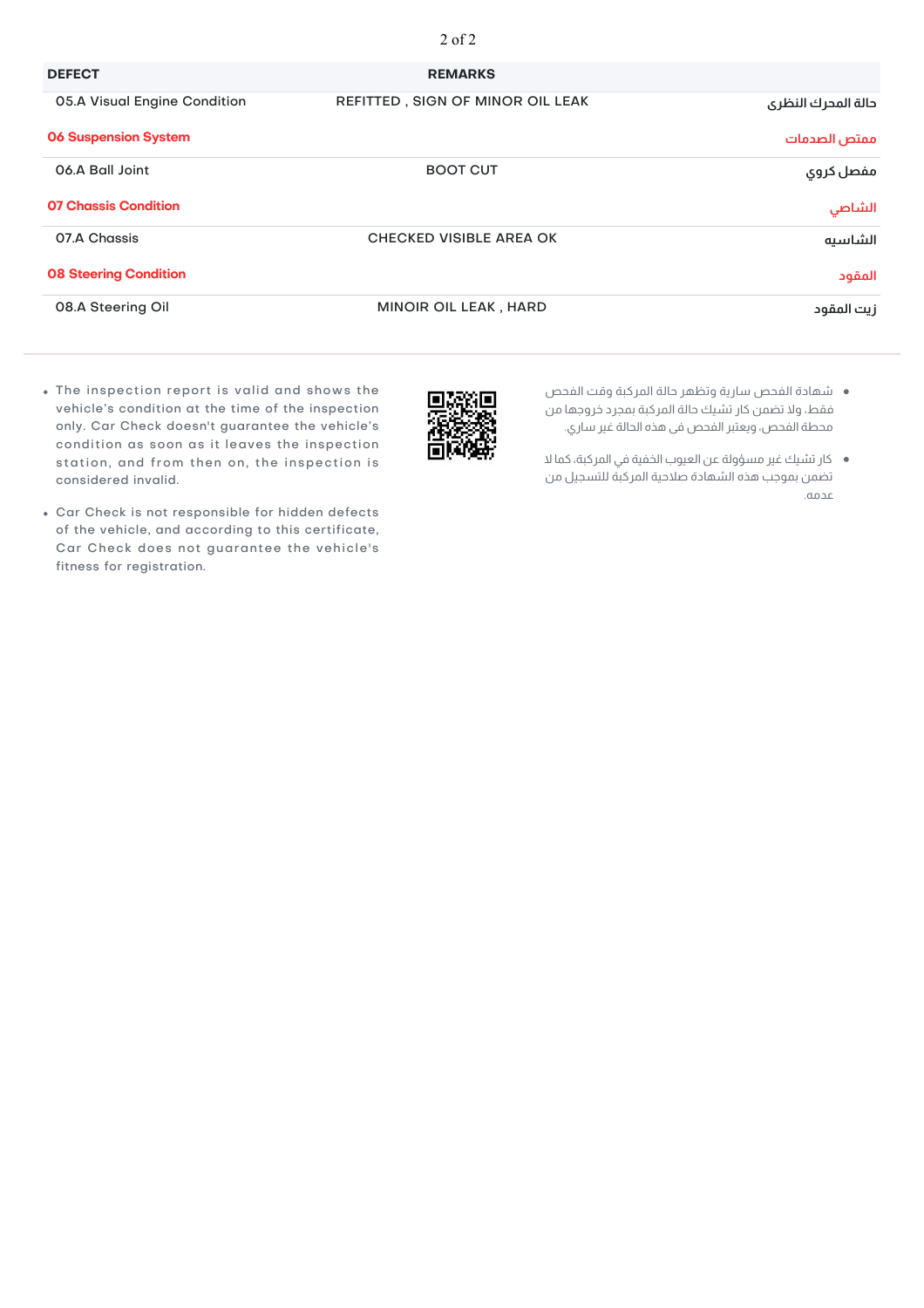| DEFECT | REMARKS | |
|---|---|---|
| 05.A Visual Engine Condition | REFITTED , SIGN OF MINOR OIL LEAK | حالة المحرك النظرى |
| **06 Suspension System** | | **ممتص الصدمات** |
| 06.A Ball Joint | BOOT CUT | مفصل كروي |
| **07 Chassis Condition** | | **الشاصي** |
| 07.A Chassis | CHECKED VISIBLE AREA OK | الشاسيه |
| **08 Steering Condition** | | **المقود** |
| 08.A Steering Oil | MINOIR OIL LEAK , HARD | زيت المقود |

- The inspection report is valid and shows the vehicle's condition at the time of the inspection only. Car Check doesn't guarantee the vehicle's condition as soon as it leaves the inspection station, and from then on, the inspection is considered invalid.
- Car Check is not responsible for hidden defects of the vehicle, and according to this certificate, Car Check does not guarantee the vehicle's fitness for registration.

- شهادة الفحص سارية وتظهر حالة المركبة وقت الفحص فقط، ولا تضمن كار تشيك حالة المركبة بمجرد خروجها من محطة الفحص، ويعتبر الفحص في هذه الحالة غير ساري.
- كار تشيك غير مسؤولة عن العيوب الخفية في المركبة، كما لا تضمن بموجب هذه الشهادة صلاحية المركبة للتسجيل من عدمه.